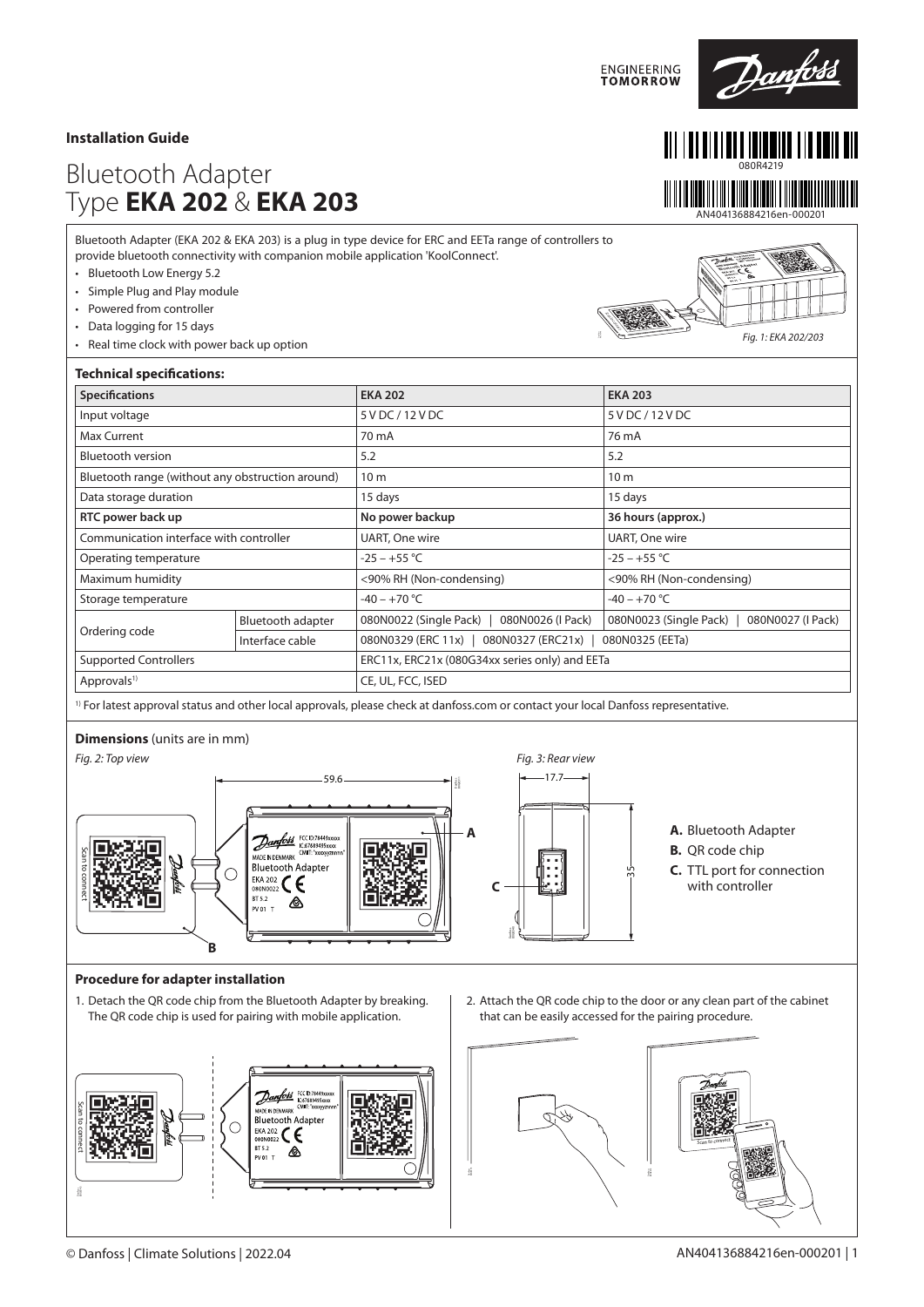**Installation Guide**

# Bluetooth Adapter
# Type **EKA 202** & **EKA 203**

080R4219

AN404136884216en-000201

Bluetooth Adapter (EKA 202 & EKA 203) is a plug in type device for ERC and EETa range of controllers to provide bluetooth connectivity with companion mobile application 'KoolConnect'.

- Bluetooth Low Energy 5.2
- Simple Plug and Play module
- Powered from controller
- Data logging for 15 days
- Real time clock with power back up option

*Fig. 1: EKA 202/203*

### Technical specifications:

| Specifications | | EKA 202 | EKA 203 |
|---|---|---|---|
| Input voltage | | 5 V DC / 12 V DC | 5 V DC / 12 V DC |
| Max Current | | 70 mA | 76 mA |
| Bluetooth version | | 5.2 | 5.2 |
| Bluetooth range (without any obstruction around) | | 10 m | 10 m |
| Data storage duration | | 15 days | 15 days |
| **RTC power back up** | | **No power backup** | **36 hours (approx.)** |
| Communication interface with controller | | UART, One wire | UART, One wire |
| Operating temperature | | -25 – +55 °C | -25 – +55 °C |
| Maximum humidity | | <90% RH (Non-condensing) | <90% RH (Non-condensing) |
| Storage temperature | | -40 – +70 °C | -40 – +70 °C |
| Ordering code | Bluetooth adapter | 080N0022 (Single Pack) \| 080N0026 (I Pack) | 080N0023 (Single Pack) \| 080N0027 (I Pack) |
| | Interface cable | 080N0329 (ERC 11x) \| 080N0327 (ERC21x) \| 080N0325 (EETa) | |
| Supported Controllers | | ERC11x, ERC21x (080G34xx series only) and EETa | |
| Approvals[1] | | CE, UL, FCC, ISED | |

[1] For latest approval status and other local approvals, please check at danfoss.com or contact your local Danfoss representative.

### Dimensions (units are in mm)

*Fig. 2: Top view*

*Fig. 3: Rear view*

**A.** Bluetooth Adapter
**B.** QR code chip
**C.** TTL port for connection with controller

### Procedure for adapter installation

1. Detach the QR code chip from the Bluetooth Adapter by breaking. The QR code chip is used for pairing with mobile application.
2. Attach the QR code chip to the door or any clean part of the cabinet that can be easily accessed for the pairing procedure.

© Danfoss | Climate Solutions | 2022.04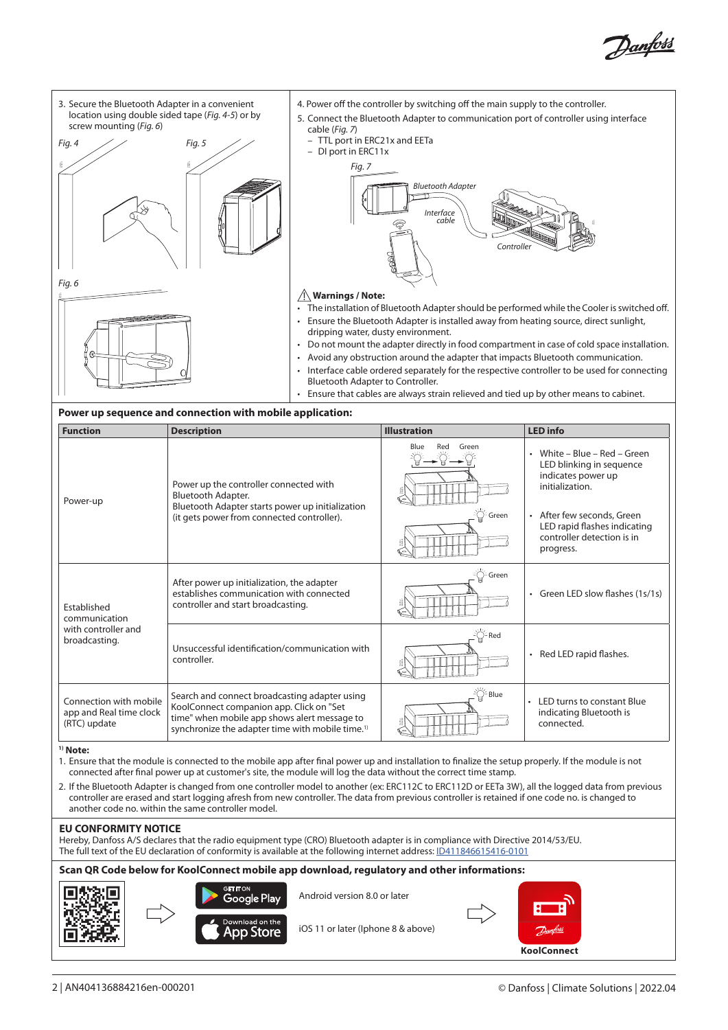3. Secure the Bluetooth Adapter in a convenient location using double sided tape (*Fig. 4-5*) or by screw mounting (*Fig. 6*)

*Fig. 4*

*Fig. 5*

*Fig. 6*

4. Power off the controller by switching off the main supply to the controller.
5. Connect the Bluetooth Adapter to communication port of controller using interface cable (*Fig. 7*)
   - TTL port in ERC21x and EETa
   - DI port in ERC11x

*Fig. 7*

Bluetooth Adapter

Interface cable

Controller

**Warnings / Note:**

- The installation of Bluetooth Adapter should be performed while the Cooler is switched off.
- Ensure the Bluetooth Adapter is installed away from heating source, direct sunlight, dripping water, dusty environment.
- Do not mount the adapter directly in food compartment in case of cold space installation.
- Avoid any obstruction around the adapter that impacts Bluetooth communication.
- Interface cable ordered separately for the respective controller to be used for connecting Bluetooth Adapter to Controller.
- Ensure that cables are always strain relieved and tied up by other means to cabinet.

## Power up sequence and connection with mobile application:

| Function | Description | Illustration | LED info |
|---|---|---|---|
| Power-up | Power up the controller connected with Bluetooth Adapter. Bluetooth Adapter starts power up initialization (it gets power from connected controller). | Blue → Red → Green; Green | • White – Blue – Red – Green LED blinking in sequence indicates power up initialization. • After few seconds, Green LED rapid flashes indicating controller detection is in progress. |
| Established communication with controller and broadcasting. | After power up initialization, the adapter establishes communication with connected controller and start broadcasting. | Green | • Green LED slow flashes (1s/1s) |
| | Unsuccessful identification/communication with controller. | Red | • Red LED rapid flashes. |
| Connection with mobile app and Real time clock (RTC) update | Search and connect broadcasting adapter using KoolConnect companion app. Click on "Set time" when mobile app shows alert message to synchronize the adapter time with mobile time.[1] | Blue | • LED turns to constant Blue indicating Bluetooth is connected. |

[1] **Note:**

1. Ensure that the module is connected to the mobile app after final power up and installation to finalize the setup properly. If the module is not connected after final power up at customer's site, the module will log the data without the correct time stamp.
2. If the Bluetooth Adapter is changed from one controller model to another (ex: ERC112C to ERC112D or EETa 3W), all the logged data from previous controller are erased and start logging afresh from new controller. The data from previous controller is retained if one code no. is changed to another code no. within the same controller model.

## EU CONFORMITY NOTICE

Hereby, Danfoss A/S declares that the radio equipment type (CRO) Bluetooth adapter is in compliance with Directive 2014/53/EU.
The full text of the EU declaration of conformity is available at the following internet address: ID411846615416-0101

## Scan QR Code below for KoolConnect mobile app download, regulatory and other informations:

GET IT ON Google Play — Android version 8.0 or later

Download on the App Store — iOS 11 or later (Iphone 8 & above)

KoolConnect

2 | AN404136884216en-000201